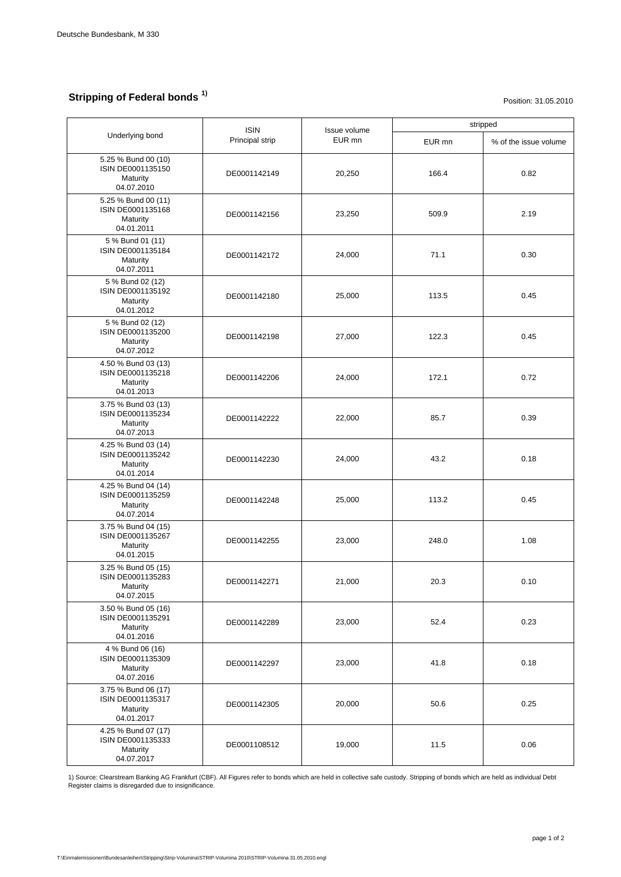Deutsche Bundesbank, M 330

## Stripping of Federal bonds [1)]

Position: 31.05.2010

| Underlying bond | ISIN Principal strip | Issue volume EUR mn | stripped | |
|---|---|---|---|---|
| | | | EUR mn | % of the issue volume |
| 5.25 % Bund 00 (10) ISIN DE0001135150 Maturity 04.07.2010 | DE0001142149 | 20,250 | 166.4 | 0.82 |
| 5.25 % Bund 00 (11) ISIN DE0001135168 Maturity 04.01.2011 | DE0001142156 | 23,250 | 509.9 | 2.19 |
| 5 % Bund 01 (11) ISIN DE0001135184 Maturity 04.07.2011 | DE0001142172 | 24,000 | 71.1 | 0.30 |
| 5 % Bund 02 (12) ISIN DE0001135192 Maturity 04.01.2012 | DE0001142180 | 25,000 | 113.5 | 0.45 |
| 5 % Bund 02 (12) ISIN DE0001135200 Maturity 04.07.2012 | DE0001142198 | 27,000 | 122.3 | 0.45 |
| 4.50 % Bund 03 (13) ISIN DE0001135218 Maturity 04.01.2013 | DE0001142206 | 24,000 | 172.1 | 0.72 |
| 3.75 % Bund 03 (13) ISIN DE0001135234 Maturity 04.07.2013 | DE0001142222 | 22,000 | 85.7 | 0.39 |
| 4.25 % Bund 03 (14) ISIN DE0001135242 Maturity 04.01.2014 | DE0001142230 | 24,000 | 43.2 | 0.18 |
| 4.25 % Bund 04 (14) ISIN DE0001135259 Maturity 04.07.2014 | DE0001142248 | 25,000 | 113.2 | 0.45 |
| 3.75 % Bund 04 (15) ISIN DE0001135267 Maturity 04.01.2015 | DE0001142255 | 23,000 | 248.0 | 1.08 |
| 3.25 % Bund 05 (15) ISIN DE0001135283 Maturity 04.07.2015 | DE0001142271 | 21,000 | 20.3 | 0.10 |
| 3.50 % Bund 05 (16) ISIN DE0001135291 Maturity 04.01.2016 | DE0001142289 | 23,000 | 52.4 | 0.23 |
| 4 % Bund 06 (16) ISIN DE0001135309 Maturity 04.07.2016 | DE0001142297 | 23,000 | 41.8 | 0.18 |
| 3.75 % Bund 06 (17) ISIN DE0001135317 Maturity 04.01.2017 | DE0001142305 | 20,000 | 50.6 | 0.25 |
| 4.25 % Bund 07 (17) ISIN DE0001135333 Maturity 04.07.2017 | DE0001108512 | 19,000 | 11.5 | 0.06 |

1) Source: Clearstream Banking AG Frankfurt (CBF). All Figures refer to bonds which are held in collective safe custody. Stripping of bonds which are held as individual Debt Register claims is disregarded due to insignificance.

T:\Einmalemissionen\Bundesanleihen\Stripping\Strip-Volumina\STRIP-Volumina 2010\STRIP-Volumina 31.05.2010.engl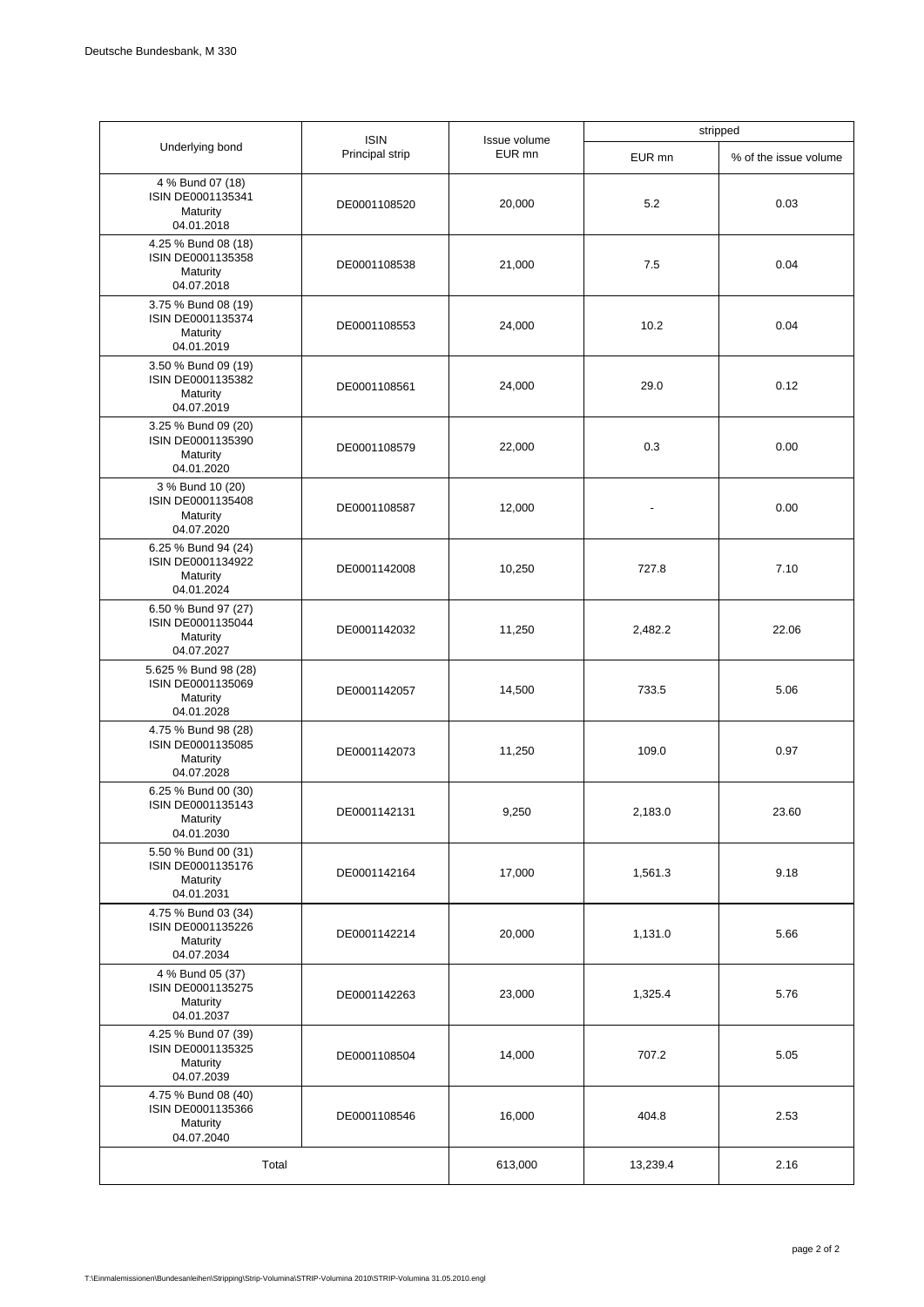| Underlying bond | ISIN Principal strip | Issue volume EUR mn | stripped | |
|---|---|---|---|---|
| | | | EUR mn | % of the issue volume |
| 4 % Bund 07 (18) ISIN DE0001135341 Maturity 04.01.2018 | DE0001108520 | 20,000 | 5.2 | 0.03 |
| 4.25 % Bund 08 (18) ISIN DE0001135358 Maturity 04.07.2018 | DE0001108538 | 21,000 | 7.5 | 0.04 |
| 3.75 % Bund 08 (19) ISIN DE0001135374 Maturity 04.01.2019 | DE0001108553 | 24,000 | 10.2 | 0.04 |
| 3.50 % Bund 09 (19) ISIN DE0001135382 Maturity 04.07.2019 | DE0001108561 | 24,000 | 29.0 | 0.12 |
| 3.25 % Bund 09 (20) ISIN DE0001135390 Maturity 04.01.2020 | DE0001108579 | 22,000 | 0.3 | 0.00 |
| 3 % Bund 10 (20) ISIN DE0001135408 Maturity 04.07.2020 | DE0001108587 | 12,000 | - | 0.00 |
| 6.25 % Bund 94 (24) ISIN DE0001134922 Maturity 04.01.2024 | DE0001142008 | 10,250 | 727.8 | 7.10 |
| 6.50 % Bund 97 (27) ISIN DE0001135044 Maturity 04.07.2027 | DE0001142032 | 11,250 | 2,482.2 | 22.06 |
| 5.625 % Bund 98 (28) ISIN DE0001135069 Maturity 04.01.2028 | DE0001142057 | 14,500 | 733.5 | 5.06 |
| 4.75 % Bund 98 (28) ISIN DE0001135085 Maturity 04.07.2028 | DE0001142073 | 11,250 | 109.0 | 0.97 |
| 6.25 % Bund 00 (30) ISIN DE0001135143 Maturity 04.01.2030 | DE0001142131 | 9,250 | 2,183.0 | 23.60 |
| 5.50 % Bund 00 (31) ISIN DE0001135176 Maturity 04.01.2031 | DE0001142164 | 17,000 | 1,561.3 | 9.18 |
| 4.75 % Bund 03 (34) ISIN DE0001135226 Maturity 04.07.2034 | DE0001142214 | 20,000 | 1,131.0 | 5.66 |
| 4 % Bund 05 (37) ISIN DE0001135275 Maturity 04.01.2037 | DE0001142263 | 23,000 | 1,325.4 | 5.76 |
| 4.25 % Bund 07 (39) ISIN DE0001135325 Maturity 04.07.2039 | DE0001108504 | 14,000 | 707.2 | 5.05 |
| 4.75 % Bund 08 (40) ISIN DE0001135366 Maturity 04.07.2040 | DE0001108546 | 16,000 | 404.8 | 2.53 |
| Total | | 613,000 | 13,239.4 | 2.16 |

T:\Einmalemissionen\Bundesanleihen\Stripping\Strip-Volumina\STRIP-Volumina 2010\STRIP-Volumina 31.05.2010.engl